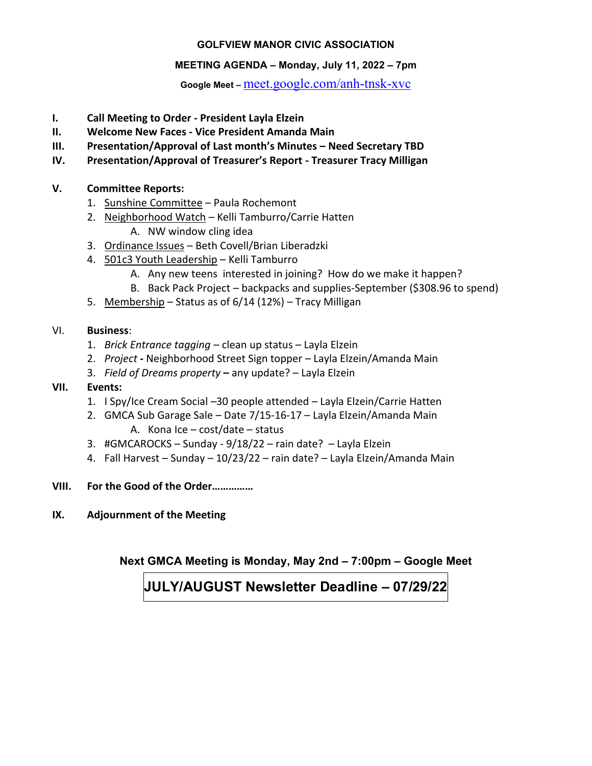**GOLFVIEW MANOR CIVIC ASSOCIATION**

**MEETING AGENDA – Monday, July 11, 2022 – 7pm**

**Google Meet –** meet.google.com/anh-tnsk-xvc

I. **Call Meeting to Order - President Layla Elzein**
II. **Welcome New Faces - Vice President Amanda Main**
III. **Presentation/Approval of Last month's Minutes – Need Secretary TBD**
IV. **Presentation/Approval of Treasurer's Report - Treasurer Tracy Milligan**

V. **Committee Reports:**
1. Sunshine Committee – Paula Rochemont
2. Neighborhood Watch – Kelli Tamburro/Carrie Hatten
    A. NW window cling idea
3. Ordinance Issues – Beth Covell/Brian Liberadzki
4. 501c3 Youth Leadership – Kelli Tamburro
    A. Any new teens interested in joining? How do we make it happen?
    B. Back Pack Project – backpacks and supplies-September ($308.96 to spend)
5. Membership – Status as of 6/14 (12%) – Tracy Milligan

VI. **Business**:
1. *Brick Entrance tagging* – clean up status – Layla Elzein
2. *Project* **-** Neighborhood Street Sign topper – Layla Elzein/Amanda Main
3. *Field of Dreams property* **–** any update? – Layla Elzein

VII. **Events:**
1. I Spy/Ice Cream Social –30 people attended – Layla Elzein/Carrie Hatten
2. GMCA Sub Garage Sale – Date 7/15-16-17 – Layla Elzein/Amanda Main
    A. Kona Ice – cost/date – status
3. #GMCAROCKS – Sunday - 9/18/22 – rain date? – Layla Elzein
4. Fall Harvest – Sunday – 10/23/22 – rain date? – Layla Elzein/Amanda Main

VIII. **For the Good of the Order……………**

IX. **Adjournment of the Meeting**

**Next GMCA Meeting is Monday, May 2nd – 7:00pm – Google Meet**

**JULY/AUGUST Newsletter Deadline – 07/29/22**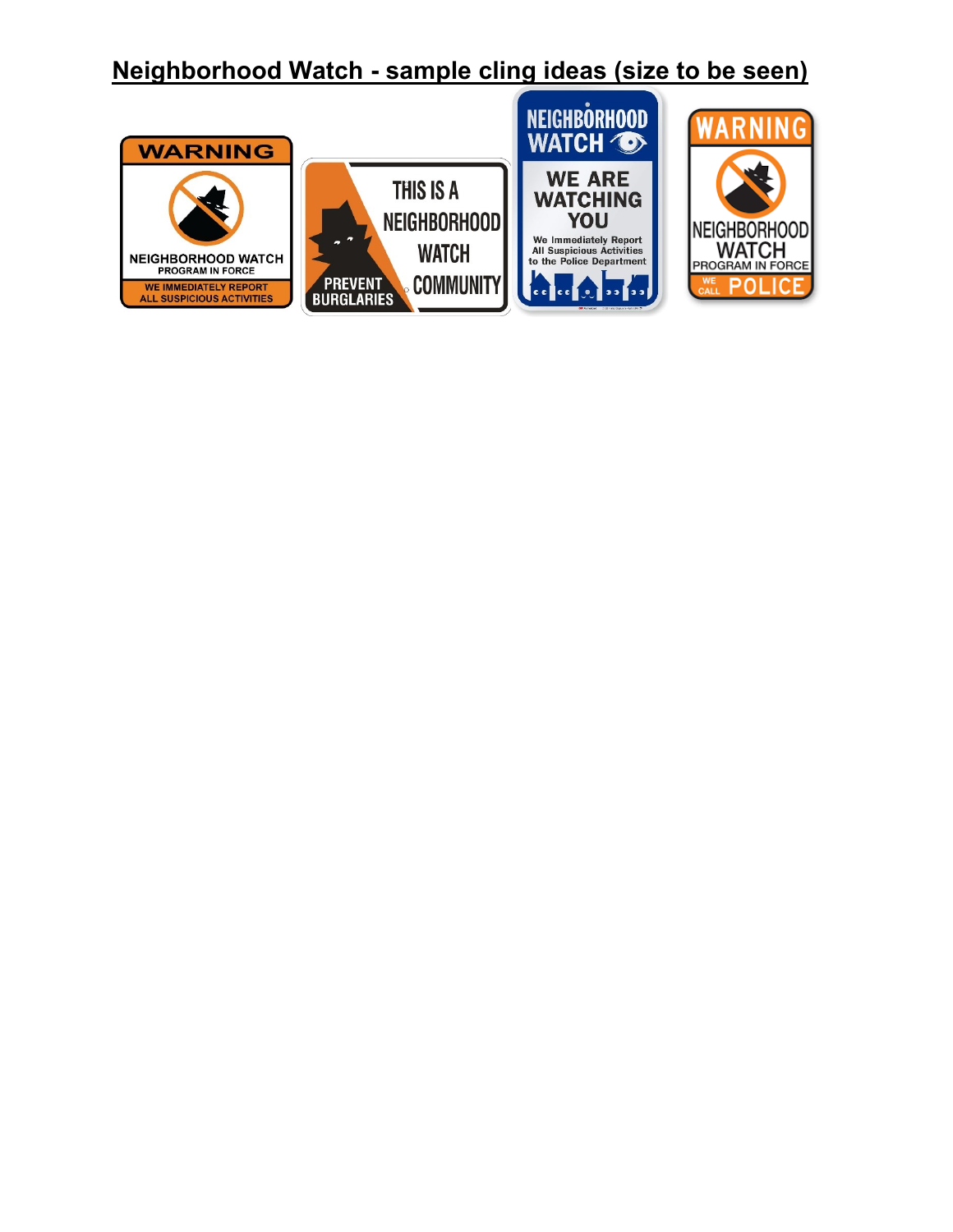## Neighborhood Watch - sample cling ideas (size to be seen)

WARNING

NEIGHBORHOOD WATCH
PROGRAM IN FORCE

WE IMMEDIATELY REPORT
ALL SUSPICIOUS ACTIVITIES

THIS IS A
NEIGHBORHOOD
WATCH
COMMUNITY

PREVENT
BURGLARIES

NEIGHBORHOOD
WATCH

WE ARE
WATCHING
YOU

We Immediately Report
All Suspicious Activities
to the Police Department

WARNING

NEIGHBORHOOD
WATCH
PROGRAM IN FORCE

WE CALL POLICE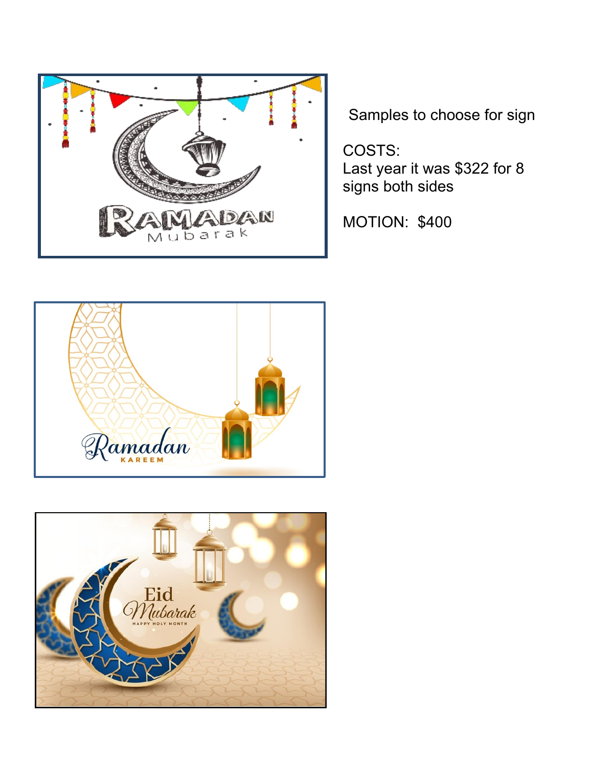Samples to choose for sign

COSTS:
Last year it was $322 for 8 signs both sides

MOTION: $400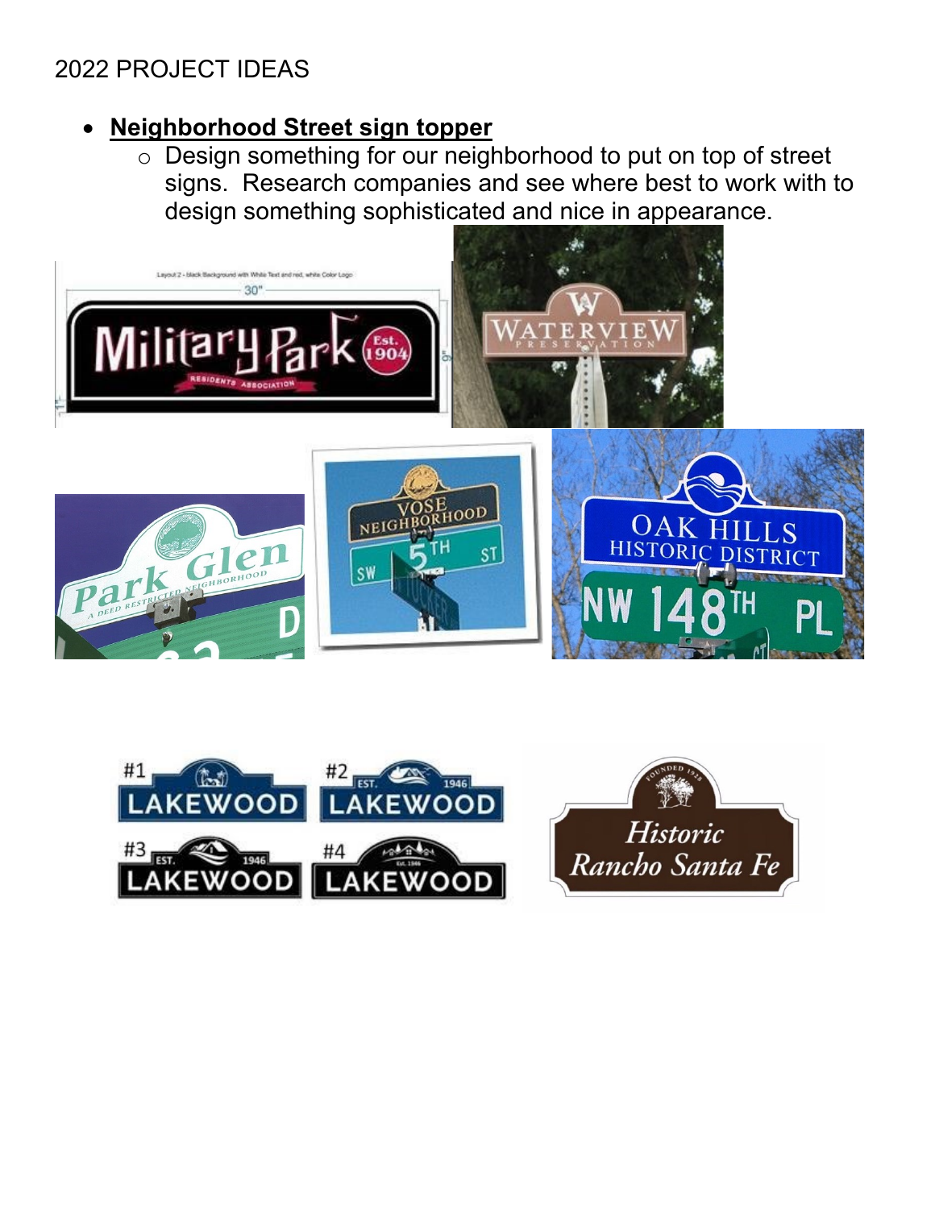2022 PROJECT IDEAS

- **Neighborhood Street sign topper**
  - Design something for our neighborhood to put on top of street signs. Research companies and see where best to work with to design something sophisticated and nice in appearance.